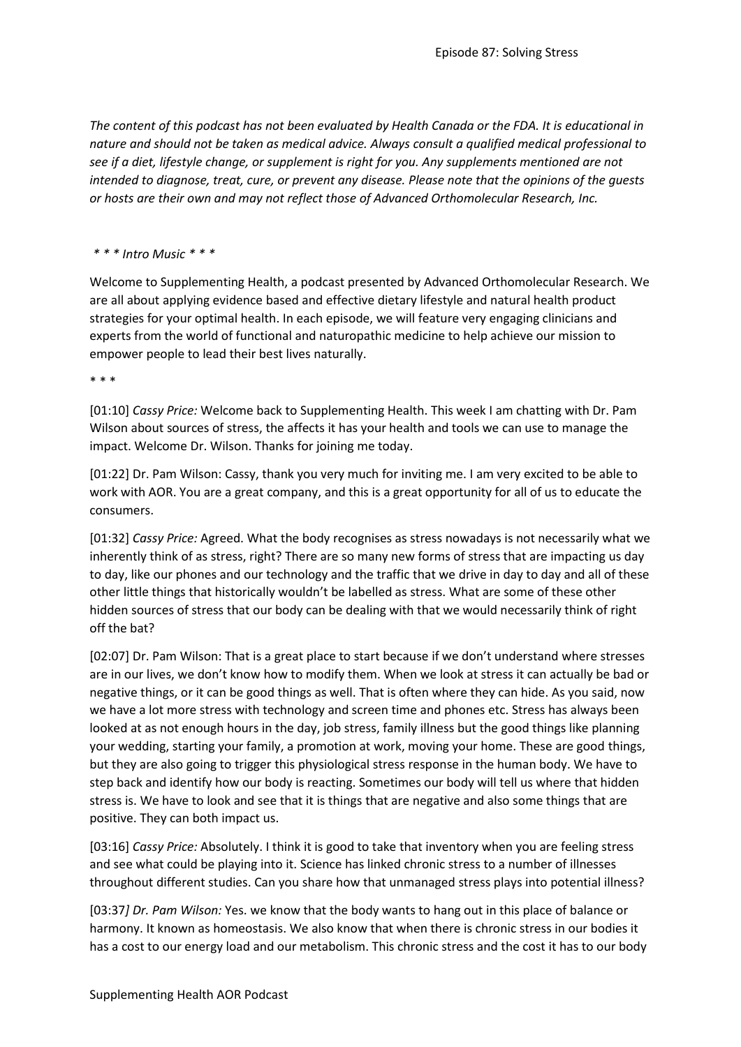*The content of this podcast has not been evaluated by Health Canada or the FDA. It is educational in nature and should not be taken as medical advice. Always consult a qualified medical professional to see if a diet, lifestyle change, or supplement is right for you. Any supplements mentioned are not intended to diagnose, treat, cure, or prevent any disease. Please note that the opinions of the guests or hosts are their own and may not reflect those of Advanced Orthomolecular Research, Inc.*

*\* \* \* Intro Music \* \* \**

Welcome to Supplementing Health, a podcast presented by Advanced Orthomolecular Research. We are all about applying evidence based and effective dietary lifestyle and natural health product strategies for your optimal health. In each episode, we will feature very engaging clinicians and experts from the world of functional and naturopathic medicine to help achieve our mission to empower people to lead their best lives naturally.

\* \* \*

[01:10] *Cassy Price:* Welcome back to Supplementing Health. This week I am chatting with Dr. Pam Wilson about sources of stress, the affects it has your health and tools we can use to manage the impact. Welcome Dr. Wilson. Thanks for joining me today.

[01:22] Dr. Pam Wilson: Cassy, thank you very much for inviting me. I am very excited to be able to work with AOR. You are a great company, and this is a great opportunity for all of us to educate the consumers.

[01:32] *Cassy Price:* Agreed. What the body recognises as stress nowadays is not necessarily what we inherently think of as stress, right? There are so many new forms of stress that are impacting us day to day, like our phones and our technology and the traffic that we drive in day to day and all of these other little things that historically wouldn't be labelled as stress. What are some of these other hidden sources of stress that our body can be dealing with that we would necessarily think of right off the bat?

[02:07] Dr. Pam Wilson: That is a great place to start because if we don't understand where stresses are in our lives, we don't know how to modify them. When we look at stress it can actually be bad or negative things, or it can be good things as well. That is often where they can hide. As you said, now we have a lot more stress with technology and screen time and phones etc. Stress has always been looked at as not enough hours in the day, job stress, family illness but the good things like planning your wedding, starting your family, a promotion at work, moving your home. These are good things, but they are also going to trigger this physiological stress response in the human body. We have to step back and identify how our body is reacting. Sometimes our body will tell us where that hidden stress is. We have to look and see that it is things that are negative and also some things that are positive. They can both impact us.

[03:16] *Cassy Price:* Absolutely. I think it is good to take that inventory when you are feeling stress and see what could be playing into it. Science has linked chronic stress to a number of illnesses throughout different studies. Can you share how that unmanaged stress plays into potential illness?

[03:37*] Dr. Pam Wilson:* Yes. we know that the body wants to hang out in this place of balance or harmony. It known as homeostasis. We also know that when there is chronic stress in our bodies it has a cost to our energy load and our metabolism. This chronic stress and the cost it has to our body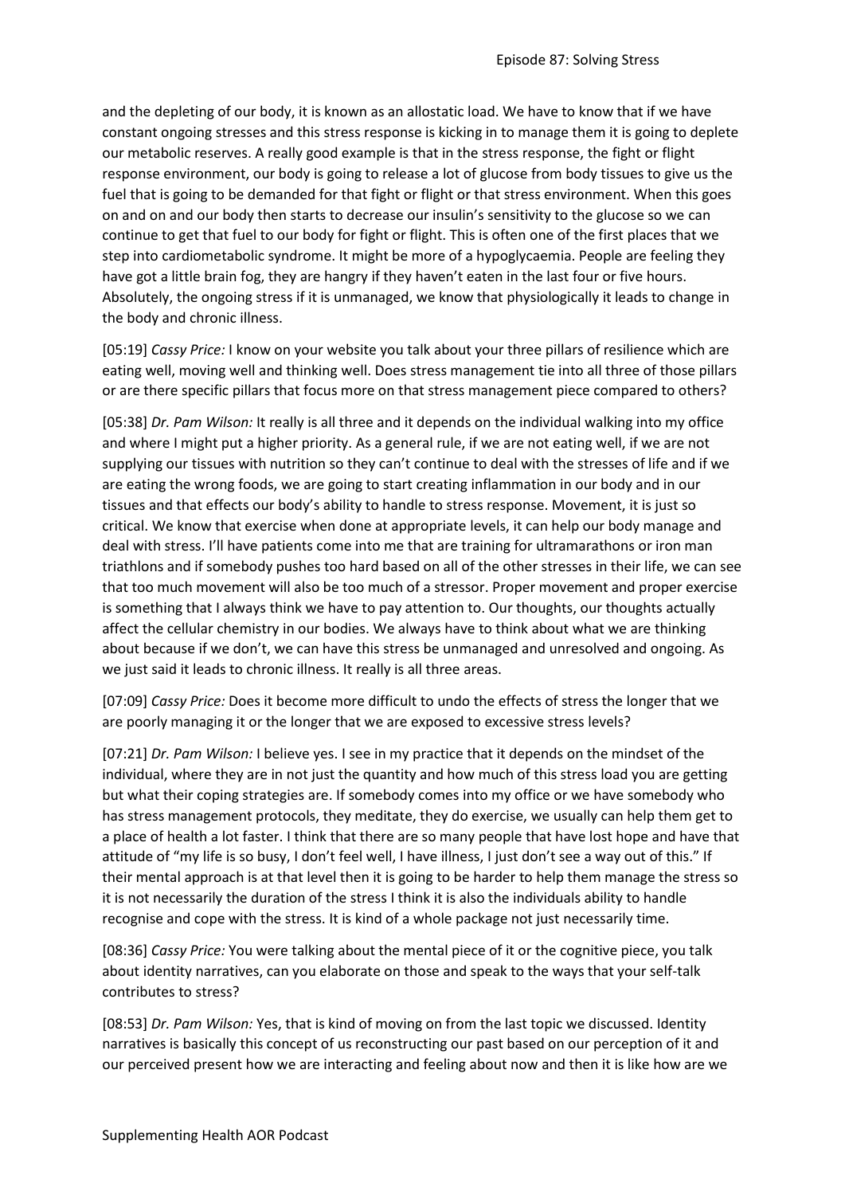and the depleting of our body, it is known as an allostatic load. We have to know that if we have constant ongoing stresses and this stress response is kicking in to manage them it is going to deplete our metabolic reserves. A really good example is that in the stress response, the fight or flight response environment, our body is going to release a lot of glucose from body tissues to give us the fuel that is going to be demanded for that fight or flight or that stress environment. When this goes on and on and our body then starts to decrease our insulin's sensitivity to the glucose so we can continue to get that fuel to our body for fight or flight. This is often one of the first places that we step into cardiometabolic syndrome. It might be more of a hypoglycaemia. People are feeling they have got a little brain fog, they are hangry if they haven't eaten in the last four or five hours. Absolutely, the ongoing stress if it is unmanaged, we know that physiologically it leads to change in the body and chronic illness.

[05:19] *Cassy Price:* I know on your website you talk about your three pillars of resilience which are eating well, moving well and thinking well. Does stress management tie into all three of those pillars or are there specific pillars that focus more on that stress management piece compared to others?

[05:38] *Dr. Pam Wilson:* It really is all three and it depends on the individual walking into my office and where I might put a higher priority. As a general rule, if we are not eating well, if we are not supplying our tissues with nutrition so they can't continue to deal with the stresses of life and if we are eating the wrong foods, we are going to start creating inflammation in our body and in our tissues and that effects our body's ability to handle to stress response. Movement, it is just so critical. We know that exercise when done at appropriate levels, it can help our body manage and deal with stress. I'll have patients come into me that are training for ultramarathons or iron man triathlons and if somebody pushes too hard based on all of the other stresses in their life, we can see that too much movement will also be too much of a stressor. Proper movement and proper exercise is something that I always think we have to pay attention to. Our thoughts, our thoughts actually affect the cellular chemistry in our bodies. We always have to think about what we are thinking about because if we don't, we can have this stress be unmanaged and unresolved and ongoing. As we just said it leads to chronic illness. It really is all three areas.

[07:09] *Cassy Price:* Does it become more difficult to undo the effects of stress the longer that we are poorly managing it or the longer that we are exposed to excessive stress levels?

[07:21] *Dr. Pam Wilson:* I believe yes. I see in my practice that it depends on the mindset of the individual, where they are in not just the quantity and how much of this stress load you are getting but what their coping strategies are. If somebody comes into my office or we have somebody who has stress management protocols, they meditate, they do exercise, we usually can help them get to a place of health a lot faster. I think that there are so many people that have lost hope and have that attitude of "my life is so busy, I don't feel well, I have illness, I just don't see a way out of this." If their mental approach is at that level then it is going to be harder to help them manage the stress so it is not necessarily the duration of the stress I think it is also the individuals ability to handle recognise and cope with the stress. It is kind of a whole package not just necessarily time.

[08:36] *Cassy Price:* You were talking about the mental piece of it or the cognitive piece, you talk about identity narratives, can you elaborate on those and speak to the ways that your self-talk contributes to stress?

[08:53] *Dr. Pam Wilson:* Yes, that is kind of moving on from the last topic we discussed. Identity narratives is basically this concept of us reconstructing our past based on our perception of it and our perceived present how we are interacting and feeling about now and then it is like how are we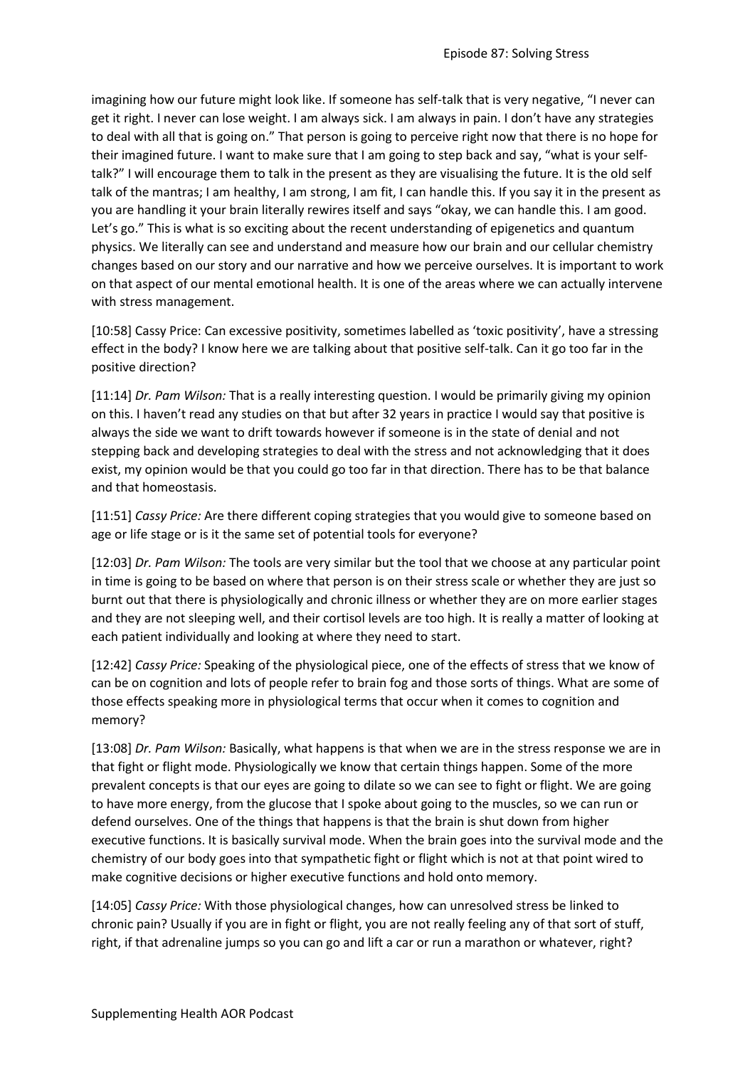imagining how our future might look like. If someone has self-talk that is very negative, "I never can get it right. I never can lose weight. I am always sick. I am always in pain. I don't have any strategies to deal with all that is going on." That person is going to perceive right now that there is no hope for their imagined future. I want to make sure that I am going to step back and say, "what is your self-talk?" I will encourage them to talk in the present as they are visualising the future. It is the old self talk of the mantras; I am healthy, I am strong, I am fit, I can handle this. If you say it in the present as you are handling it your brain literally rewires itself and says "okay, we can handle this. I am good. Let's go." This is what is so exciting about the recent understanding of epigenetics and quantum physics. We literally can see and understand and measure how our brain and our cellular chemistry changes based on our story and our narrative and how we perceive ourselves. It is important to work on that aspect of our mental emotional health. It is one of the areas where we can actually intervene with stress management.

[10:58] Cassy Price: Can excessive positivity, sometimes labelled as 'toxic positivity', have a stressing effect in the body? I know here we are talking about that positive self-talk. Can it go too far in the positive direction?

[11:14] *Dr. Pam Wilson:* That is a really interesting question. I would be primarily giving my opinion on this. I haven't read any studies on that but after 32 years in practice I would say that positive is always the side we want to drift towards however if someone is in the state of denial and not stepping back and developing strategies to deal with the stress and not acknowledging that it does exist, my opinion would be that you could go too far in that direction. There has to be that balance and that homeostasis.

[11:51] *Cassy Price:* Are there different coping strategies that you would give to someone based on age or life stage or is it the same set of potential tools for everyone?

[12:03] *Dr. Pam Wilson:* The tools are very similar but the tool that we choose at any particular point in time is going to be based on where that person is on their stress scale or whether they are just so burnt out that there is physiologically and chronic illness or whether they are on more earlier stages and they are not sleeping well, and their cortisol levels are too high. It is really a matter of looking at each patient individually and looking at where they need to start.

[12:42] *Cassy Price:* Speaking of the physiological piece, one of the effects of stress that we know of can be on cognition and lots of people refer to brain fog and those sorts of things. What are some of those effects speaking more in physiological terms that occur when it comes to cognition and memory?

[13:08] *Dr. Pam Wilson:* Basically, what happens is that when we are in the stress response we are in that fight or flight mode. Physiologically we know that certain things happen. Some of the more prevalent concepts is that our eyes are going to dilate so we can see to fight or flight. We are going to have more energy, from the glucose that I spoke about going to the muscles, so we can run or defend ourselves. One of the things that happens is that the brain is shut down from higher executive functions. It is basically survival mode. When the brain goes into the survival mode and the chemistry of our body goes into that sympathetic fight or flight which is not at that point wired to make cognitive decisions or higher executive functions and hold onto memory.

[14:05] *Cassy Price:* With those physiological changes, how can unresolved stress be linked to chronic pain? Usually if you are in fight or flight, you are not really feeling any of that sort of stuff, right, if that adrenaline jumps so you can go and lift a car or run a marathon or whatever, right?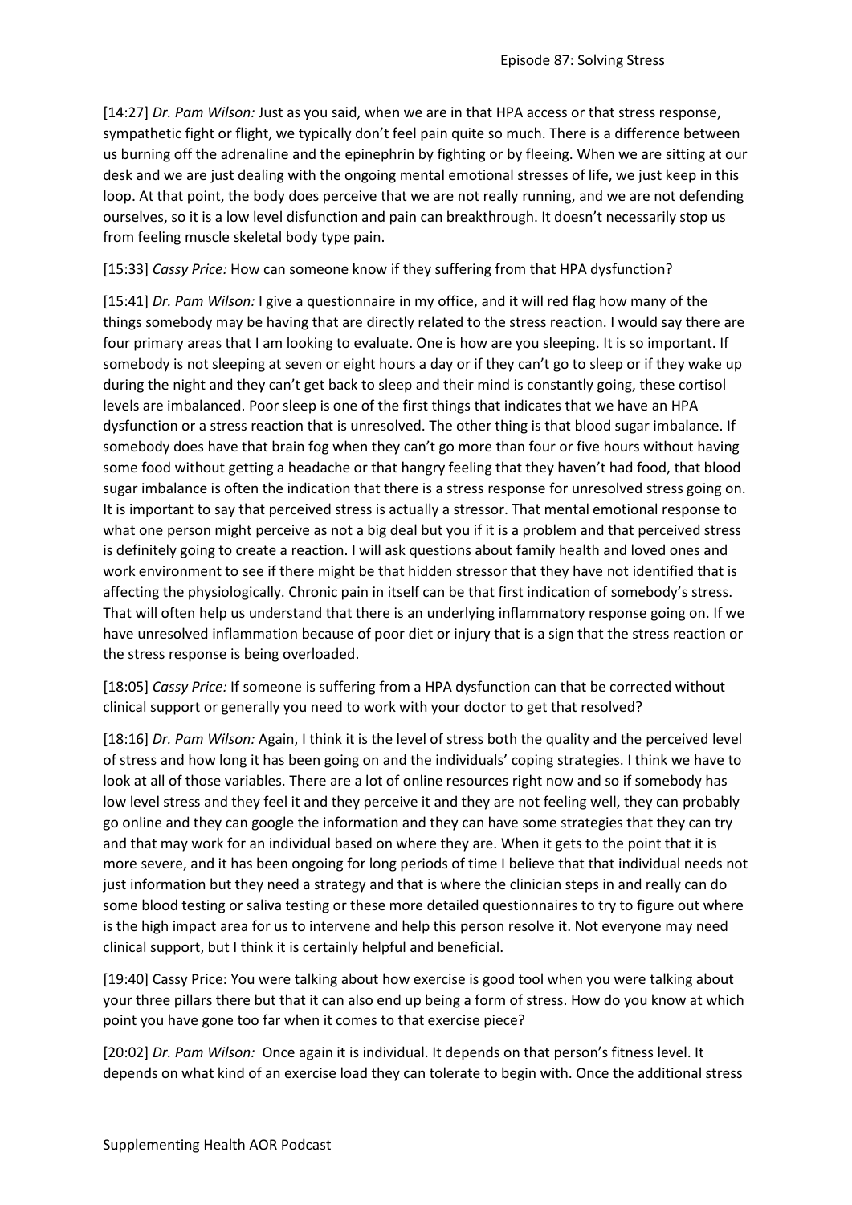[14:27] *Dr. Pam Wilson:* Just as you said, when we are in that HPA access or that stress response, sympathetic fight or flight, we typically don't feel pain quite so much. There is a difference between us burning off the adrenaline and the epinephrin by fighting or by fleeing. When we are sitting at our desk and we are just dealing with the ongoing mental emotional stresses of life, we just keep in this loop. At that point, the body does perceive that we are not really running, and we are not defending ourselves, so it is a low level disfunction and pain can breakthrough. It doesn't necessarily stop us from feeling muscle skeletal body type pain.

[15:33] *Cassy Price:* How can someone know if they suffering from that HPA dysfunction?

[15:41] *Dr. Pam Wilson:* I give a questionnaire in my office, and it will red flag how many of the things somebody may be having that are directly related to the stress reaction. I would say there are four primary areas that I am looking to evaluate. One is how are you sleeping. It is so important. If somebody is not sleeping at seven or eight hours a day or if they can't go to sleep or if they wake up during the night and they can't get back to sleep and their mind is constantly going, these cortisol levels are imbalanced. Poor sleep is one of the first things that indicates that we have an HPA dysfunction or a stress reaction that is unresolved. The other thing is that blood sugar imbalance. If somebody does have that brain fog when they can't go more than four or five hours without having some food without getting a headache or that hangry feeling that they haven't had food, that blood sugar imbalance is often the indication that there is a stress response for unresolved stress going on. It is important to say that perceived stress is actually a stressor. That mental emotional response to what one person might perceive as not a big deal but you if it is a problem and that perceived stress is definitely going to create a reaction. I will ask questions about family health and loved ones and work environment to see if there might be that hidden stressor that they have not identified that is affecting the physiologically. Chronic pain in itself can be that first indication of somebody's stress. That will often help us understand that there is an underlying inflammatory response going on. If we have unresolved inflammation because of poor diet or injury that is a sign that the stress reaction or the stress response is being overloaded.

[18:05] *Cassy Price:* If someone is suffering from a HPA dysfunction can that be corrected without clinical support or generally you need to work with your doctor to get that resolved?

[18:16] *Dr. Pam Wilson:* Again, I think it is the level of stress both the quality and the perceived level of stress and how long it has been going on and the individuals' coping strategies. I think we have to look at all of those variables. There are a lot of online resources right now and so if somebody has low level stress and they feel it and they perceive it and they are not feeling well, they can probably go online and they can google the information and they can have some strategies that they can try and that may work for an individual based on where they are. When it gets to the point that it is more severe, and it has been ongoing for long periods of time I believe that that individual needs not just information but they need a strategy and that is where the clinician steps in and really can do some blood testing or saliva testing or these more detailed questionnaires to try to figure out where is the high impact area for us to intervene and help this person resolve it. Not everyone may need clinical support, but I think it is certainly helpful and beneficial.

[19:40] Cassy Price: You were talking about how exercise is good tool when you were talking about your three pillars there but that it can also end up being a form of stress. How do you know at which point you have gone too far when it comes to that exercise piece?

[20:02] *Dr. Pam Wilson:* Once again it is individual. It depends on that person's fitness level. It depends on what kind of an exercise load they can tolerate to begin with. Once the additional stress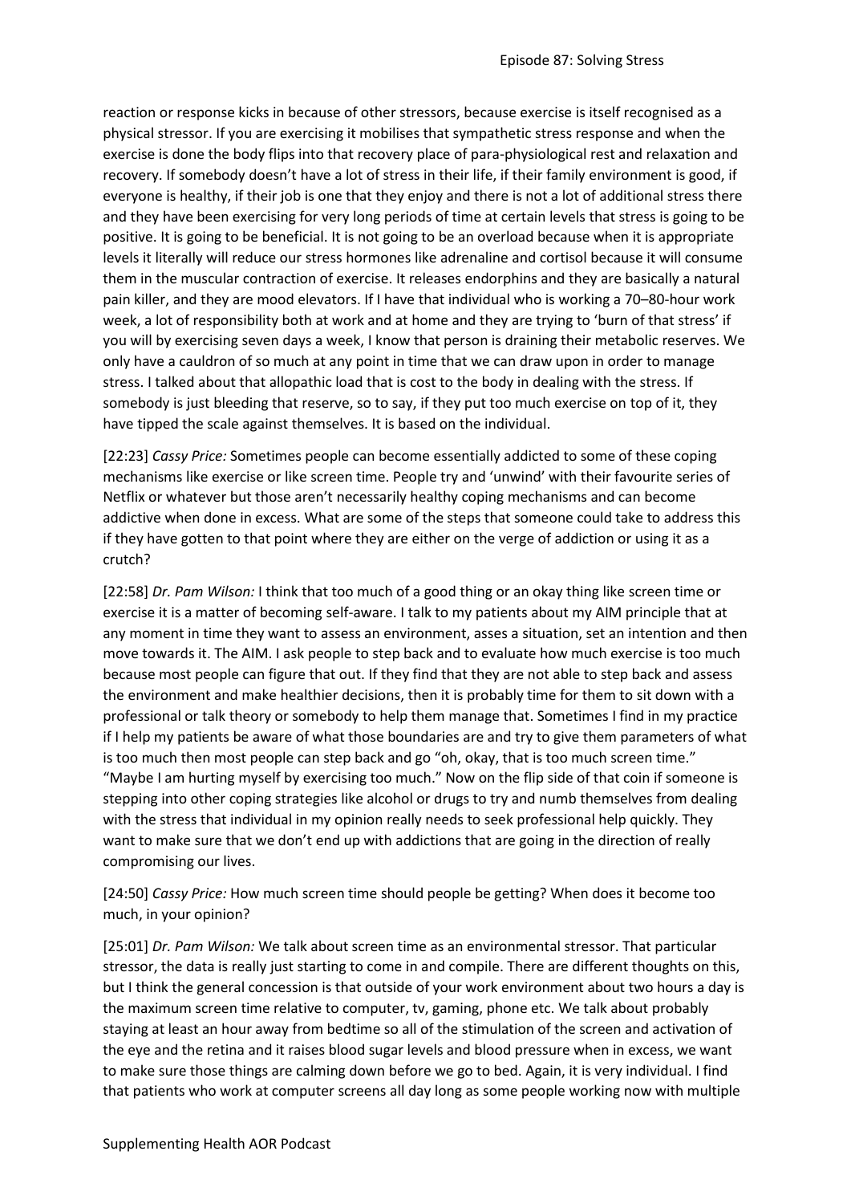reaction or response kicks in because of other stressors, because exercise is itself recognised as a physical stressor. If you are exercising it mobilises that sympathetic stress response and when the exercise is done the body flips into that recovery place of para-physiological rest and relaxation and recovery. If somebody doesn't have a lot of stress in their life, if their family environment is good, if everyone is healthy, if their job is one that they enjoy and there is not a lot of additional stress there and they have been exercising for very long periods of time at certain levels that stress is going to be positive. It is going to be beneficial. It is not going to be an overload because when it is appropriate levels it literally will reduce our stress hormones like adrenaline and cortisol because it will consume them in the muscular contraction of exercise. It releases endorphins and they are basically a natural pain killer, and they are mood elevators. If I have that individual who is working a 70–80-hour work week, a lot of responsibility both at work and at home and they are trying to 'burn of that stress' if you will by exercising seven days a week, I know that person is draining their metabolic reserves. We only have a cauldron of so much at any point in time that we can draw upon in order to manage stress. I talked about that allopathic load that is cost to the body in dealing with the stress. If somebody is just bleeding that reserve, so to say, if they put too much exercise on top of it, they have tipped the scale against themselves. It is based on the individual.

[22:23] *Cassy Price:* Sometimes people can become essentially addicted to some of these coping mechanisms like exercise or like screen time. People try and 'unwind' with their favourite series of Netflix or whatever but those aren't necessarily healthy coping mechanisms and can become addictive when done in excess. What are some of the steps that someone could take to address this if they have gotten to that point where they are either on the verge of addiction or using it as a crutch?

[22:58] *Dr. Pam Wilson:* I think that too much of a good thing or an okay thing like screen time or exercise it is a matter of becoming self-aware. I talk to my patients about my AIM principle that at any moment in time they want to assess an environment, asses a situation, set an intention and then move towards it. The AIM. I ask people to step back and to evaluate how much exercise is too much because most people can figure that out. If they find that they are not able to step back and assess the environment and make healthier decisions, then it is probably time for them to sit down with a professional or talk theory or somebody to help them manage that. Sometimes I find in my practice if I help my patients be aware of what those boundaries are and try to give them parameters of what is too much then most people can step back and go "oh, okay, that is too much screen time." "Maybe I am hurting myself by exercising too much." Now on the flip side of that coin if someone is stepping into other coping strategies like alcohol or drugs to try and numb themselves from dealing with the stress that individual in my opinion really needs to seek professional help quickly. They want to make sure that we don't end up with addictions that are going in the direction of really compromising our lives.

[24:50] *Cassy Price:* How much screen time should people be getting? When does it become too much, in your opinion?

[25:01] *Dr. Pam Wilson:* We talk about screen time as an environmental stressor. That particular stressor, the data is really just starting to come in and compile. There are different thoughts on this, but I think the general concession is that outside of your work environment about two hours a day is the maximum screen time relative to computer, tv, gaming, phone etc. We talk about probably staying at least an hour away from bedtime so all of the stimulation of the screen and activation of the eye and the retina and it raises blood sugar levels and blood pressure when in excess, we want to make sure those things are calming down before we go to bed. Again, it is very individual. I find that patients who work at computer screens all day long as some people working now with multiple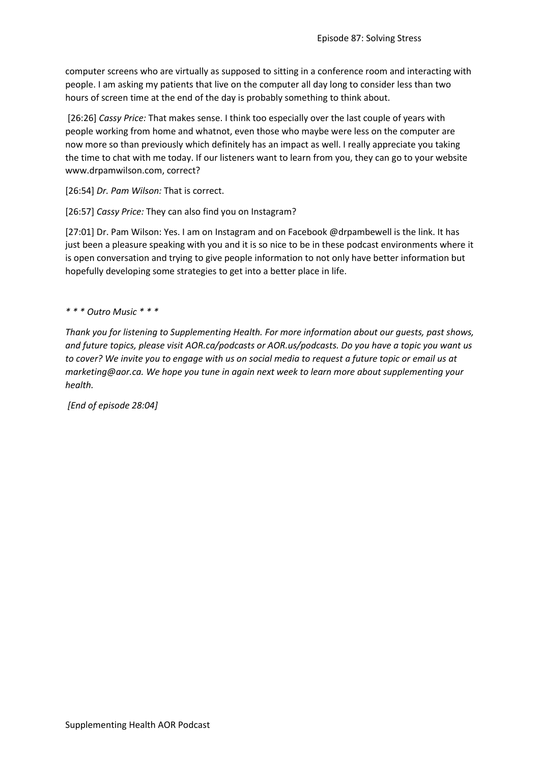computer screens who are virtually as supposed to sitting in a conference room and interacting with people. I am asking my patients that live on the computer all day long to consider less than two hours of screen time at the end of the day is probably something to think about.

[26:26] *Cassy Price:* That makes sense. I think too especially over the last couple of years with people working from home and whatnot, even those who maybe were less on the computer are now more so than previously which definitely has an impact as well. I really appreciate you taking the time to chat with me today. If our listeners want to learn from you, they can go to your website www.drpamwilson.com, correct?

[26:54] *Dr. Pam Wilson:* That is correct.

[26:57] *Cassy Price:* They can also find you on Instagram?

[27:01] Dr. Pam Wilson: Yes. I am on Instagram and on Facebook @drpambewell is the link. It has just been a pleasure speaking with you and it is so nice to be in these podcast environments where it is open conversation and trying to give people information to not only have better information but hopefully developing some strategies to get into a better place in life.

*\* \* \* Outro Music \* \* \**

*Thank you for listening to Supplementing Health. For more information about our guests, past shows, and future topics, please visit AOR.ca/podcasts or AOR.us/podcasts. Do you have a topic you want us to cover? We invite you to engage with us on social media to request a future topic or email us at marketing@aor.ca. We hope you tune in again next week to learn more about supplementing your health.*

*[End of episode 28:04]*